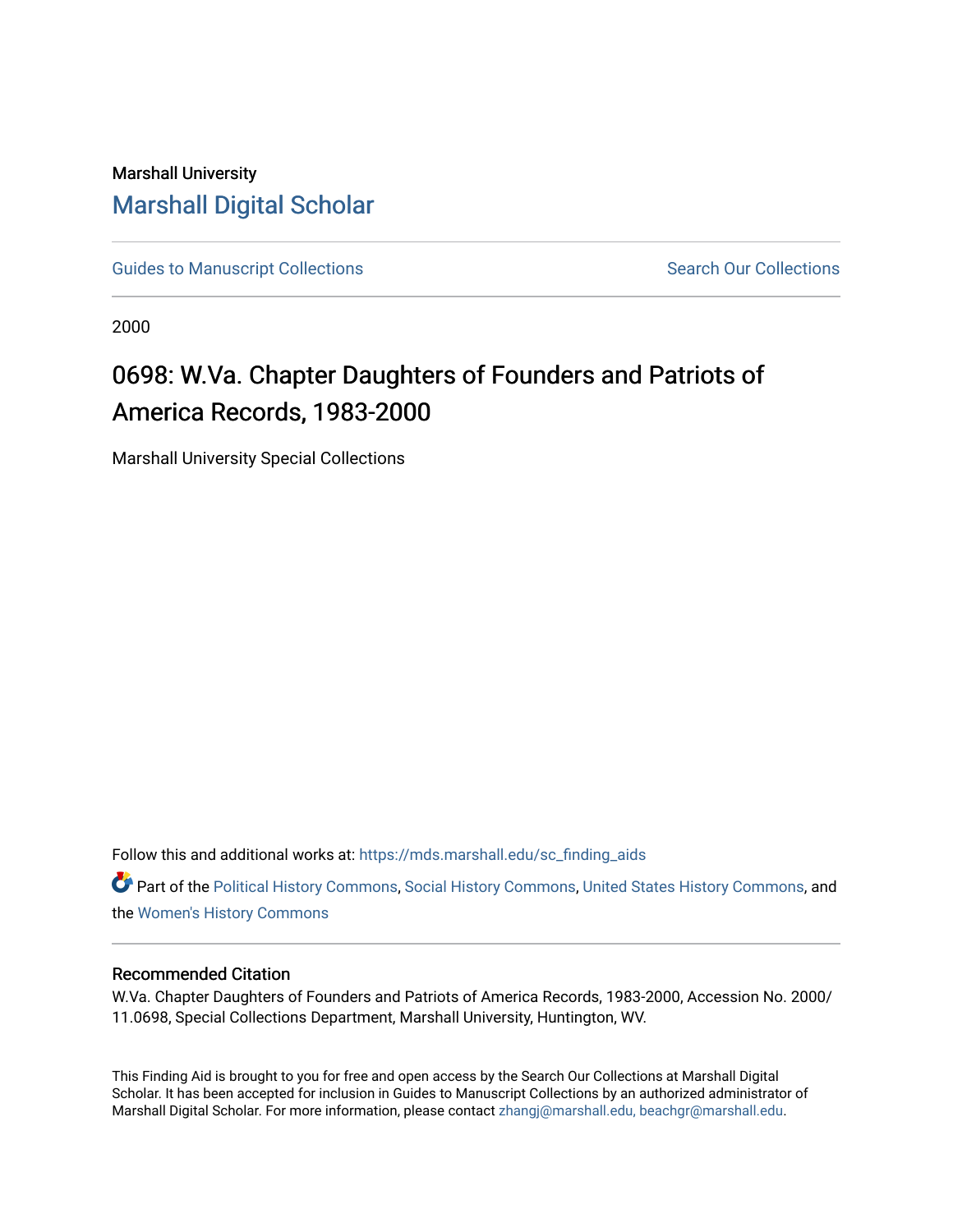Marshall University

# Marshall Digital Scholar

Guides to Manuscript Collections

Search Our Collections

2000

## 0698: W.Va. Chapter Daughters of Founders and Patriots of America Records, 1983-2000

Marshall University Special Collections

Follow this and additional works at: https://mds.marshall.edu/sc_finding_aids

Part of the Political History Commons, Social History Commons, United States History Commons, and the Women's History Commons

### Recommended Citation

W.Va. Chapter Daughters of Founders and Patriots of America Records, 1983-2000, Accession No. 2000/11.0698, Special Collections Department, Marshall University, Huntington, WV.

This Finding Aid is brought to you for free and open access by the Search Our Collections at Marshall Digital Scholar. It has been accepted for inclusion in Guides to Manuscript Collections by an authorized administrator of Marshall Digital Scholar. For more information, please contact zhangj@marshall.edu, beachgr@marshall.edu.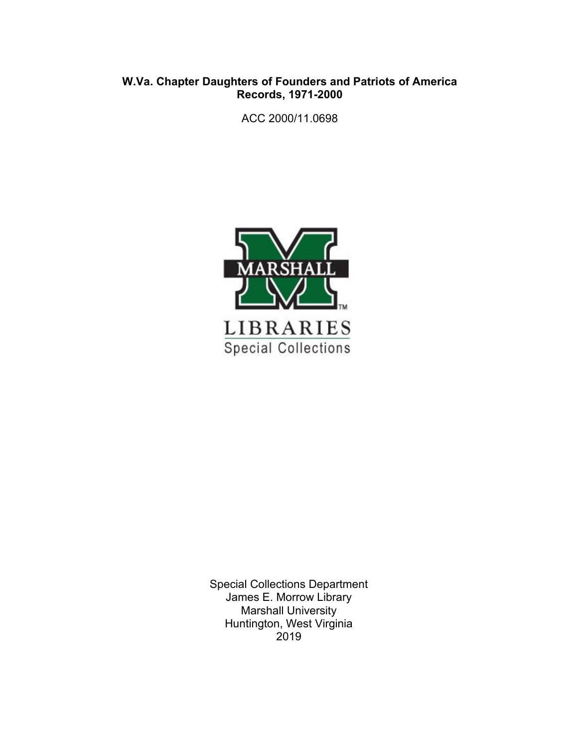**W.Va. Chapter Daughters of Founders and Patriots of America**
**Records, 1971-2000**

ACC 2000/11.0698

Special Collections Department
James E. Morrow Library
Marshall University
Huntington, West Virginia
2019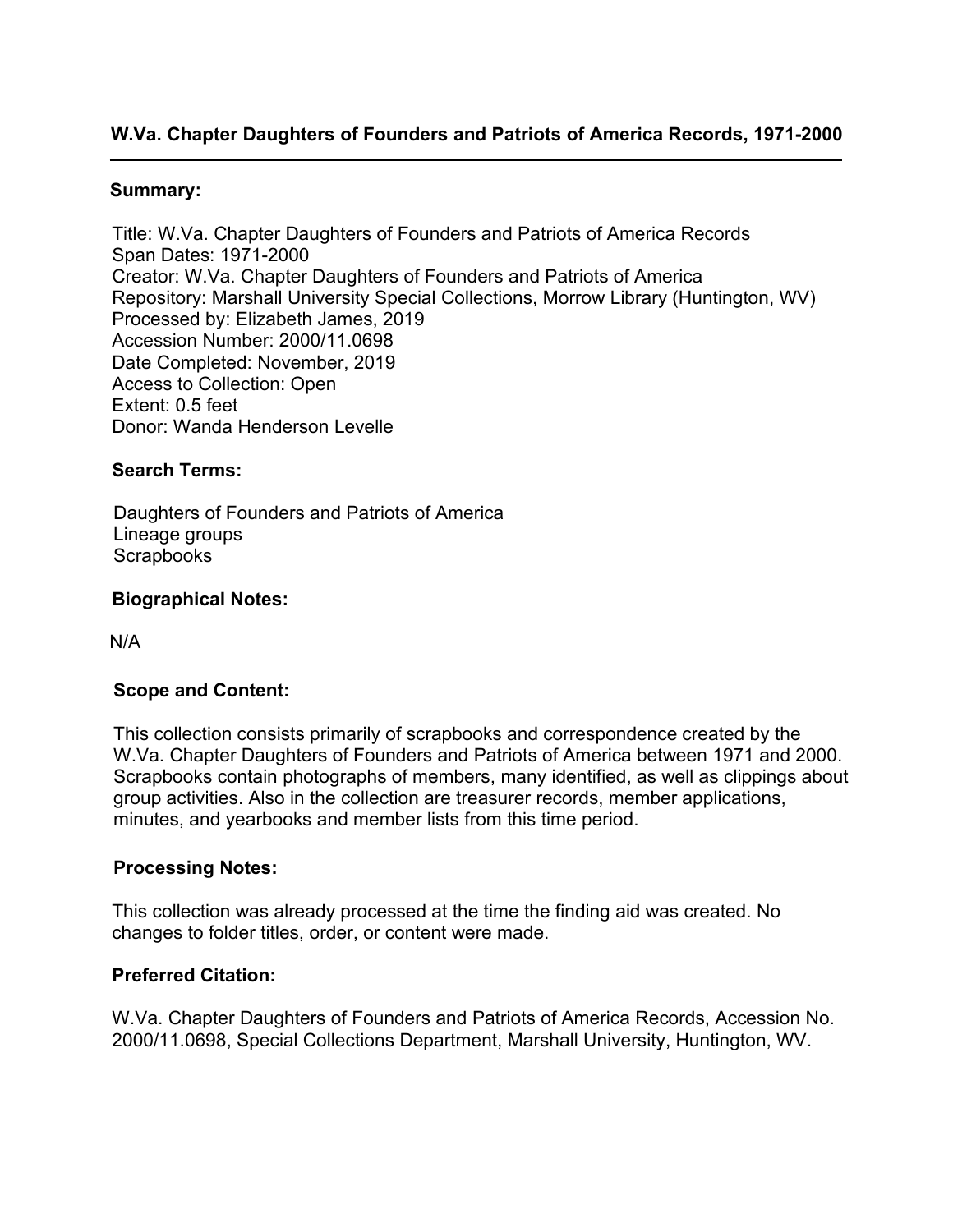# W.Va. Chapter Daughters of Founders and Patriots of America Records, 1971-2000

---

## Summary:

Title: W.Va. Chapter Daughters of Founders and Patriots of America Records
Span Dates: 1971-2000
Creator: W.Va. Chapter Daughters of Founders and Patriots of America
Repository: Marshall University Special Collections, Morrow Library (Huntington, WV)
Processed by: Elizabeth James, 2019
Accession Number: 2000/11.0698
Date Completed: November, 2019
Access to Collection: Open
Extent: 0.5 feet
Donor: Wanda Henderson Levelle

## Search Terms:

Daughters of Founders and Patriots of America
Lineage groups
Scrapbooks

## Biographical Notes:

N/A

## Scope and Content:

This collection consists primarily of scrapbooks and correspondence created by the W.Va. Chapter Daughters of Founders and Patriots of America between 1971 and 2000. Scrapbooks contain photographs of members, many identified, as well as clippings about group activities. Also in the collection are treasurer records, member applications, minutes, and yearbooks and member lists from this time period.

## Processing Notes:

This collection was already processed at the time the finding aid was created. No changes to folder titles, order, or content were made.

## Preferred Citation:

W.Va. Chapter Daughters of Founders and Patriots of America Records, Accession No. 2000/11.0698, Special Collections Department, Marshall University, Huntington, WV.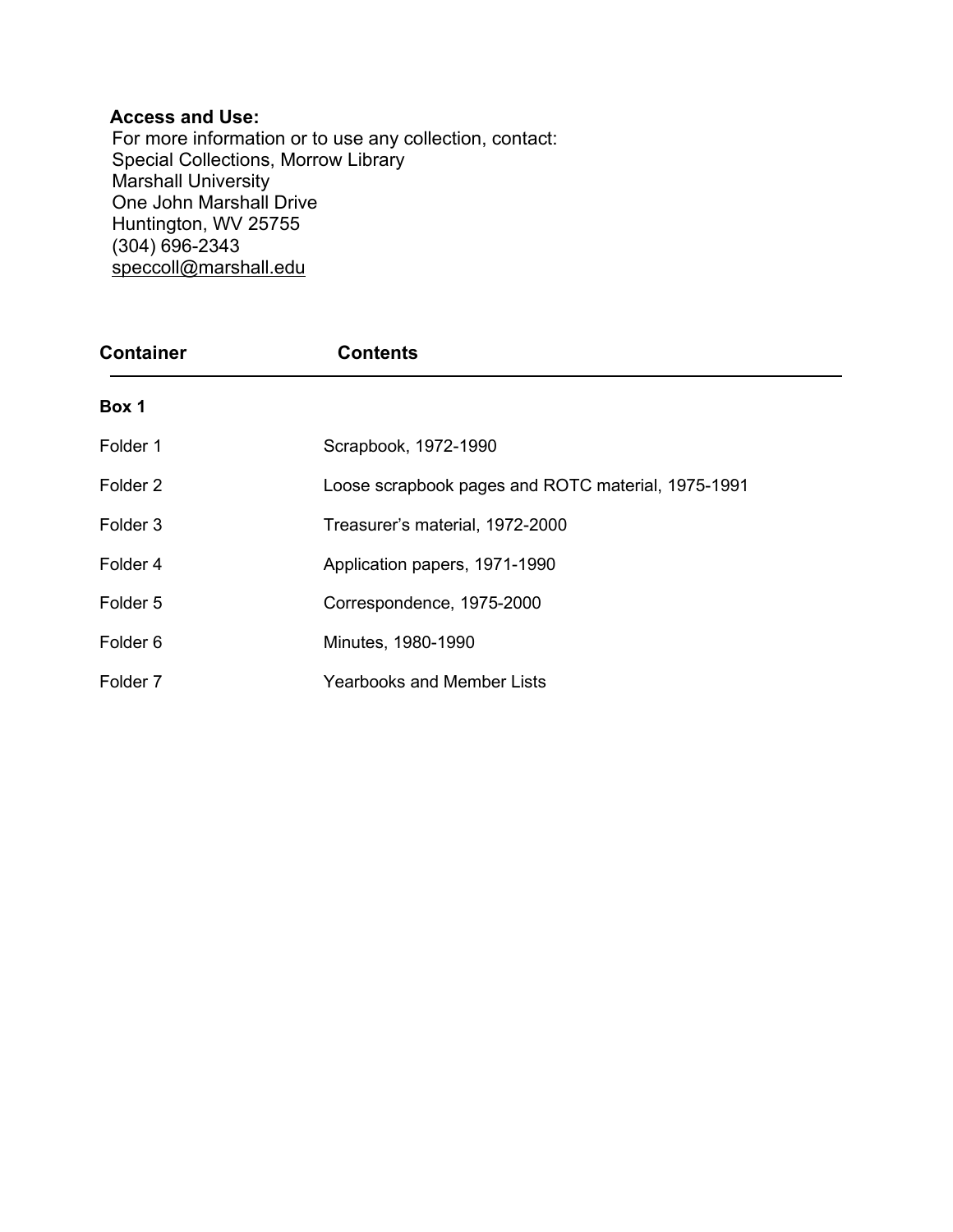**Access and Use:**
For more information or to use any collection, contact:
Special Collections, Morrow Library
Marshall University
One John Marshall Drive
Huntington, WV 25755
(304) 696-2343
speccoll@marshall.edu

| Container | Contents |
|---|---|
| **Box 1** | |
| Folder 1 | Scrapbook, 1972-1990 |
| Folder 2 | Loose scrapbook pages and ROTC material, 1975-1991 |
| Folder 3 | Treasurer's material, 1972-2000 |
| Folder 4 | Application papers, 1971-1990 |
| Folder 5 | Correspondence, 1975-2000 |
| Folder 6 | Minutes, 1980-1990 |
| Folder 7 | Yearbooks and Member Lists |